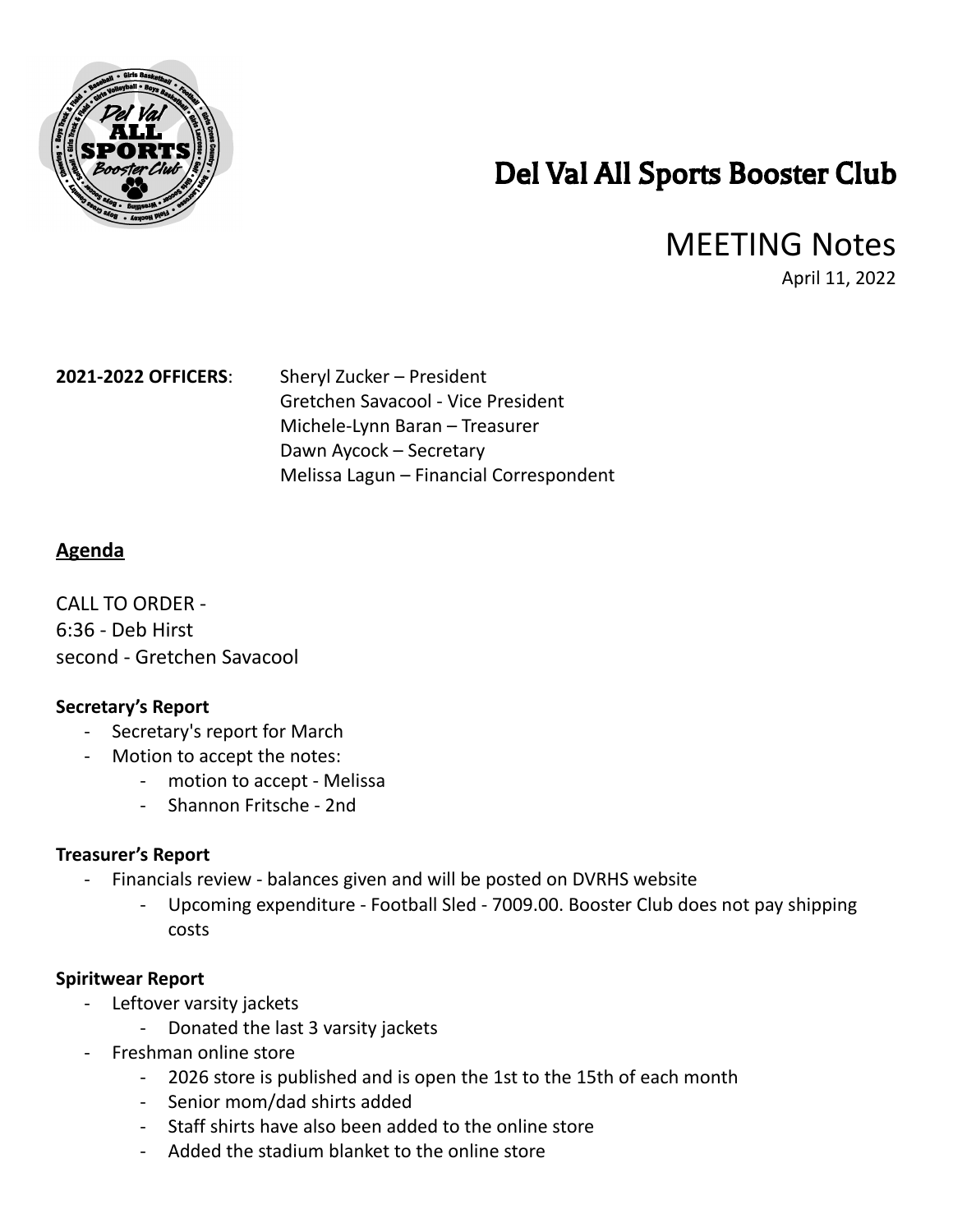# Del Val All Sports Booster Club

## MEETING Notes

April 11, 2022

**2021-2022 OFFICERS**: Sheryl Zucker – President
Gretchen Savacool - Vice President
Michele-Lynn Baran – Treasurer
Dawn Aycock – Secretary
Melissa Lagun – Financial Correspondent

## **Agenda**

CALL TO ORDER -
6:36 - Deb Hirst
second - Gretchen Savacool

**Secretary's Report**

- Secretary's report for March
- Motion to accept the notes:
  - motion to accept - Melissa
  - Shannon Fritsche - 2nd

**Treasurer's Report**

- Financials review - balances given and will be posted on DVRHS website
  - Upcoming expenditure - Football Sled - 7009.00. Booster Club does not pay shipping costs

**Spiritwear Report**

- Leftover varsity jackets
  - Donated the last 3 varsity jackets
- Freshman online store
  - 2026 store is published and is open the 1st to the 15th of each month
  - Senior mom/dad shirts added
  - Staff shirts have also been added to the online store
  - Added the stadium blanket to the online store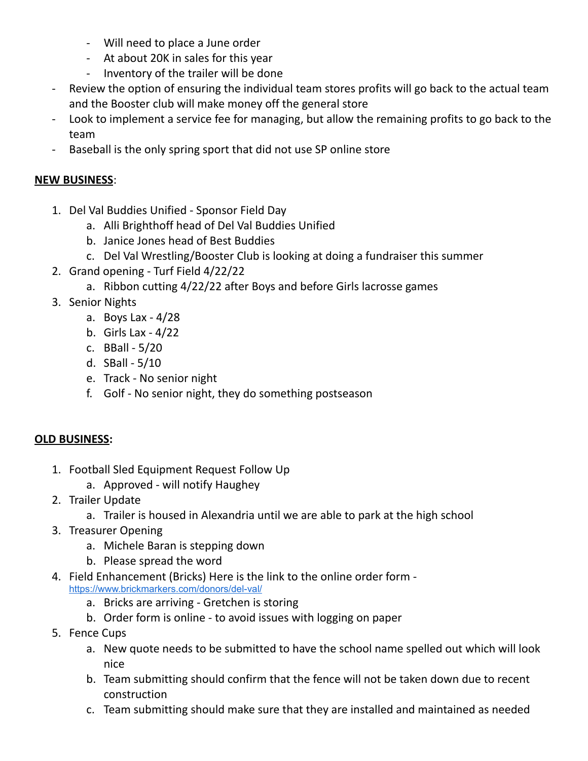- Will need to place a June order
    - At about 20K in sales for this year
    - Inventory of the trailer will be done
- Review the option of ensuring the individual team stores profits will go back to the actual team and the Booster club will make money off the general store
- Look to implement a service fee for managing, but allow the remaining profits to go back to the team
- Baseball is the only spring sport that did not use SP online store

**NEW BUSINESS**:

1. Del Val Buddies Unified - Sponsor Field Day
    a. Alli Brighthoff head of Del Val Buddies Unified
    b. Janice Jones head of Best Buddies
    c. Del Val Wrestling/Booster Club is looking at doing a fundraiser this summer
2. Grand opening - Turf Field 4/22/22
    a. Ribbon cutting 4/22/22 after Boys and before Girls lacrosse games
3. Senior Nights
    a. Boys Lax - 4/28
    b. Girls Lax - 4/22
    c. BBall - 5/20
    d. SBall - 5/10
    e. Track - No senior night
    f. Golf - No senior night, they do something postseason

**OLD BUSINESS:**

1. Football Sled Equipment Request Follow Up
    a. Approved - will notify Haughey
2. Trailer Update
    a. Trailer is housed in Alexandria until we are able to park at the high school
3. Treasurer Opening
    a. Michele Baran is stepping down
    b. Please spread the word
4. Field Enhancement (Bricks) Here is the link to the online order form - https://www.brickmarkers.com/donors/del-val/
    a. Bricks are arriving - Gretchen is storing
    b. Order form is online - to avoid issues with logging on paper
5. Fence Cups
    a. New quote needs to be submitted to have the school name spelled out which will look nice
    b. Team submitting should confirm that the fence will not be taken down due to recent construction
    c. Team submitting should make sure that they are installed and maintained as needed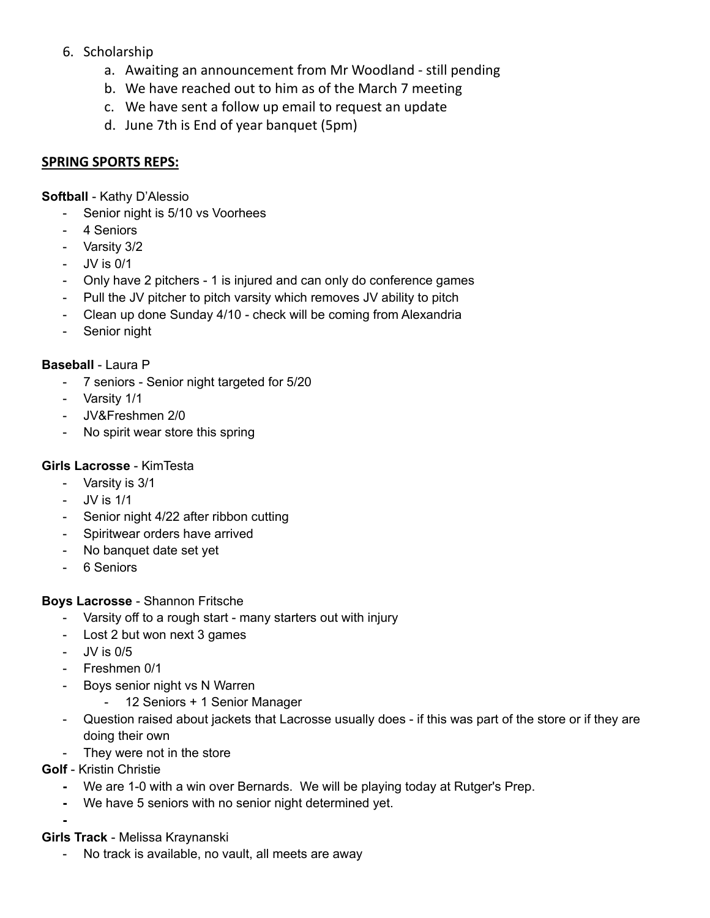6. Scholarship
    a. Awaiting an announcement from Mr Woodland - still pending
    b. We have reached out to him as of the March 7 meeting
    c. We have sent a follow up email to request an update
    d. June 7th is End of year banquet (5pm)

**SPRING SPORTS REPS:**

**Softball** - Kathy D'Alessio

- Senior night is 5/10 vs Voorhees
- 4 Seniors
- Varsity 3/2
- JV is 0/1
- Only have 2 pitchers - 1 is injured and can only do conference games
- Pull the JV pitcher to pitch varsity which removes JV ability to pitch
- Clean up done Sunday 4/10 - check will be coming from Alexandria
- Senior night

**Baseball** - Laura P

- 7 seniors - Senior night targeted for 5/20
- Varsity 1/1
- JV&Freshmen 2/0
- No spirit wear store this spring

**Girls Lacrosse** - KimTesta

- Varsity is 3/1
- JV is 1/1
- Senior night 4/22 after ribbon cutting
- Spiritwear orders have arrived
- No banquet date set yet
- 6 Seniors

**Boys Lacrosse** - Shannon Fritsche

- Varsity off to a rough start - many starters out with injury
- Lost 2 but won next 3 games
- JV is 0/5
- Freshmen 0/1
- Boys senior night vs N Warren
    - 12 Seniors + 1 Senior Manager
- Question raised about jackets that Lacrosse usually does - if this was part of the store or if they are doing their own
- They were not in the store

**Golf** - Kristin Christie

- We are 1-0 with a win over Bernards. We will be playing today at Rutger's Prep.
- We have 5 seniors with no senior night determined yet.
-

**Girls Track** - Melissa Kraynanski

- No track is available, no vault, all meets are away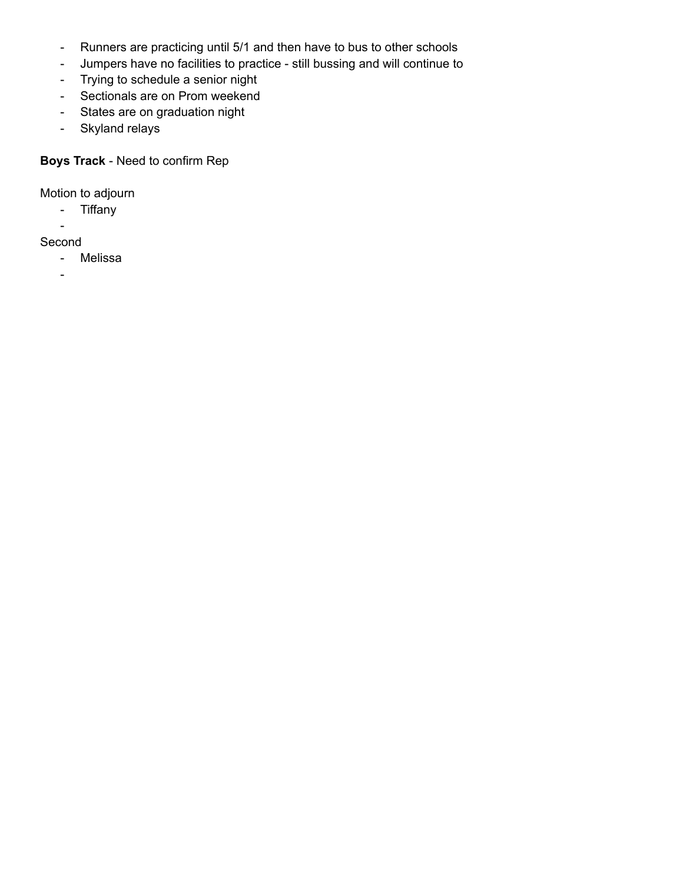- Runners are practicing until 5/1 and then have to bus to other schools
- Jumpers have no facilities to practice - still bussing and will continue to
- Trying to schedule a senior night
- Sectionals are on Prom weekend
- States are on graduation night
- Skyland relays

**Boys Track** - Need to confirm Rep

Motion to adjourn

- Tiffany
-

Second

- Melissa
-